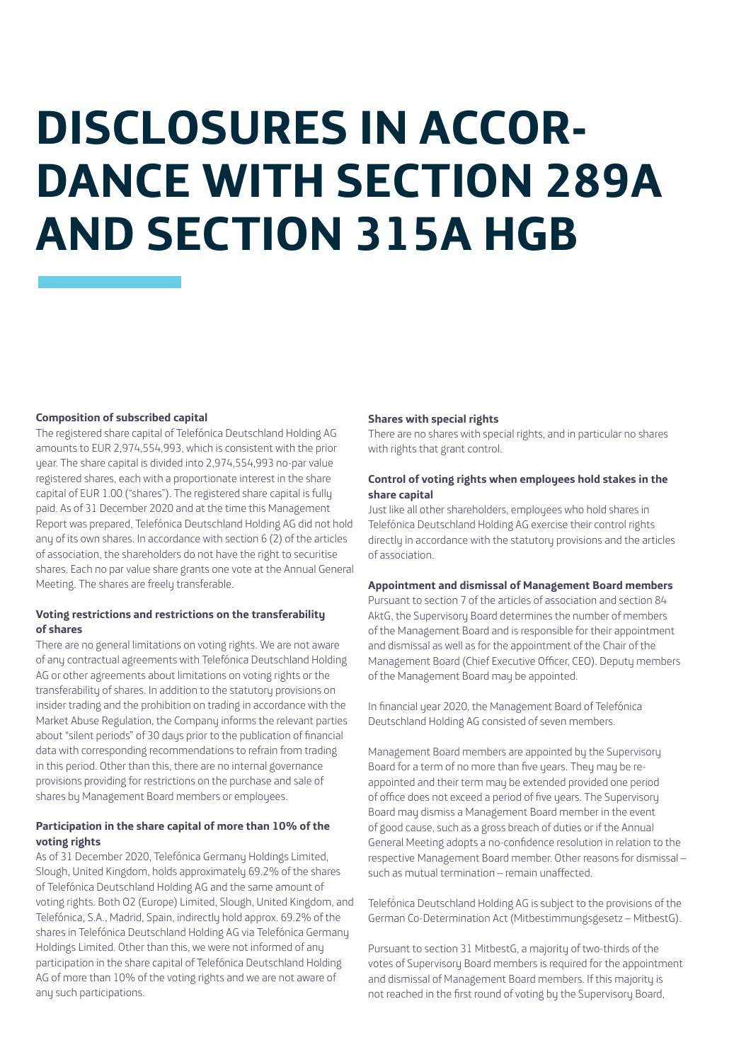# DISCLOSURES IN ACCORDANCE WITH SECTION 289A AND SECTION 315A HGB

**Composition of subscribed capital**

The registered share capital of Telefónica Deutschland Holding AG amounts to EUR 2,974,554,993, which is consistent with the prior year. The share capital is divided into 2,974,554,993 no-par value registered shares, each with a proportionate interest in the share capital of EUR 1.00 ("shares"). The registered share capital is fully paid. As of 31 December 2020 and at the time this Management Report was prepared, Telefónica Deutschland Holding AG did not hold any of its own shares. In accordance with section 6 (2) of the articles of association, the shareholders do not have the right to securitise shares. Each no par value share grants one vote at the Annual General Meeting. The shares are freely transferable.

**Voting restrictions and restrictions on the transferability of shares**

There are no general limitations on voting rights. We are not aware of any contractual agreements with Telefónica Deutschland Holding AG or other agreements about limitations on voting rights or the transferability of shares. In addition to the statutory provisions on insider trading and the prohibition on trading in accordance with the Market Abuse Regulation, the Company informs the relevant parties about "silent periods" of 30 days prior to the publication of financial data with corresponding recommendations to refrain from trading in this period. Other than this, there are no internal governance provisions providing for restrictions on the purchase and sale of shares by Management Board members or employees.

**Participation in the share capital of more than 10% of the voting rights**

As of 31 December 2020, Telefónica Germany Holdings Limited, Slough, United Kingdom, holds approximately 69.2% of the shares of Telefónica Deutschland Holding AG and the same amount of voting rights. Both O2 (Europe) Limited, Slough, United Kingdom, and Telefónica, S.A., Madrid, Spain, indirectly hold approx. 69.2% of the shares in Telefónica Deutschland Holding AG via Telefónica Germany Holdings Limited. Other than this, we were not informed of any participation in the share capital of Telefónica Deutschland Holding AG of more than 10% of the voting rights and we are not aware of any such participations.

**Shares with special rights**

There are no shares with special rights, and in particular no shares with rights that grant control.

**Control of voting rights when employees hold stakes in the share capital**

Just like all other shareholders, employees who hold shares in Telefónica Deutschland Holding AG exercise their control rights directly in accordance with the statutory provisions and the articles of association.

**Appointment and dismissal of Management Board members**

Pursuant to section 7 of the articles of association and section 84 AktG, the Supervisory Board determines the number of members of the Management Board and is responsible for their appointment and dismissal as well as for the appointment of the Chair of the Management Board (Chief Executive Officer, CEO). Deputy members of the Management Board may be appointed.

In financial year 2020, the Management Board of Telefónica Deutschland Holding AG consisted of seven members.

Management Board members are appointed by the Supervisory Board for a term of no more than five years. They may be re-appointed and their term may be extended provided one period of office does not exceed a period of five years. The Supervisory Board may dismiss a Management Board member in the event of good cause, such as a gross breach of duties or if the Annual General Meeting adopts a no-confidence resolution in relation to the respective Management Board member. Other reasons for dismissal – such as mutual termination – remain unaffected.

Telefónica Deutschland Holding AG is subject to the provisions of the German Co-Determination Act (Mitbestimmungsgesetz – MitbestG).

Pursuant to section 31 MitbestG, a majority of two-thirds of the votes of Supervisory Board members is required for the appointment and dismissal of Management Board members. If this majority is not reached in the first round of voting by the Supervisory Board,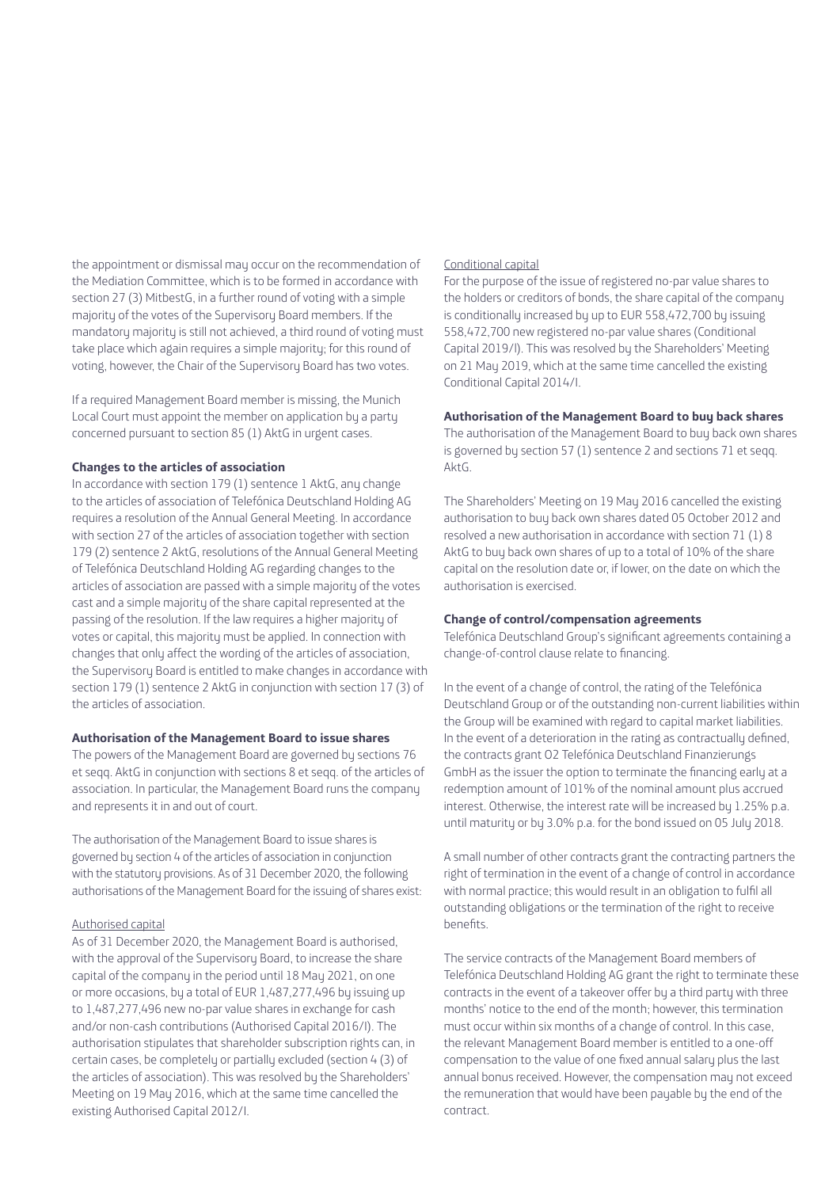the appointment or dismissal may occur on the recommendation of the Mediation Committee, which is to be formed in accordance with section 27 (3) MitbestG, in a further round of voting with a simple majority of the votes of the Supervisory Board members. If the mandatory majority is still not achieved, a third round of voting must take place which again requires a simple majority; for this round of voting, however, the Chair of the Supervisory Board has two votes.

If a required Management Board member is missing, the Munich Local Court must appoint the member on application by a party concerned pursuant to section 85 (1) AktG in urgent cases.

**Changes to the articles of association**

In accordance with section 179 (1) sentence 1 AktG, any change to the articles of association of Telefónica Deutschland Holding AG requires a resolution of the Annual General Meeting. In accordance with section 27 of the articles of association together with section 179 (2) sentence 2 AktG, resolutions of the Annual General Meeting of Telefónica Deutschland Holding AG regarding changes to the articles of association are passed with a simple majority of the votes cast and a simple majority of the share capital represented at the passing of the resolution. If the law requires a higher majority of votes or capital, this majority must be applied. In connection with changes that only affect the wording of the articles of association, the Supervisory Board is entitled to make changes in accordance with section 179 (1) sentence 2 AktG in conjunction with section 17 (3) of the articles of association.

**Authorisation of the Management Board to issue shares**

The powers of the Management Board are governed by sections 76 et seqq. AktG in conjunction with sections 8 et seqq. of the articles of association. In particular, the Management Board runs the company and represents it in and out of court.

The authorisation of the Management Board to issue shares is governed by section 4 of the articles of association in conjunction with the statutory provisions. As of 31 December 2020, the following authorisations of the Management Board for the issuing of shares exist:

Authorised capital

As of 31 December 2020, the Management Board is authorised, with the approval of the Supervisory Board, to increase the share capital of the company in the period until 18 May 2021, on one or more occasions, by a total of EUR 1,487,277,496 by issuing up to 1,487,277,496 new no-par value shares in exchange for cash and/or non-cash contributions (Authorised Capital 2016/I). The authorisation stipulates that shareholder subscription rights can, in certain cases, be completely or partially excluded (section 4 (3) of the articles of association). This was resolved by the Shareholders' Meeting on 19 May 2016, which at the same time cancelled the existing Authorised Capital 2012/I.

Conditional capital

For the purpose of the issue of registered no-par value shares to the holders or creditors of bonds, the share capital of the company is conditionally increased by up to EUR 558,472,700 by issuing 558,472,700 new registered no-par value shares (Conditional Capital 2019/I). This was resolved by the Shareholders' Meeting on 21 May 2019, which at the same time cancelled the existing Conditional Capital 2014/I.

**Authorisation of the Management Board to buy back shares**

The authorisation of the Management Board to buy back own shares is governed by section 57 (1) sentence 2 and sections 71 et seqq. AktG.

The Shareholders' Meeting on 19 May 2016 cancelled the existing authorisation to buy back own shares dated 05 October 2012 and resolved a new authorisation in accordance with section 71 (1) 8 AktG to buy back own shares of up to a total of 10% of the share capital on the resolution date or, if lower, on the date on which the authorisation is exercised.

**Change of control/compensation agreements**

Telefónica Deutschland Group's significant agreements containing a change-of-control clause relate to financing.

In the event of a change of control, the rating of the Telefónica Deutschland Group or of the outstanding non-current liabilities within the Group will be examined with regard to capital market liabilities. In the event of a deterioration in the rating as contractually defined, the contracts grant O2 Telefónica Deutschland Finanzierungs GmbH as the issuer the option to terminate the financing early at a redemption amount of 101% of the nominal amount plus accrued interest. Otherwise, the interest rate will be increased by 1.25% p.a. until maturity or by 3.0% p.a. for the bond issued on 05 July 2018.

A small number of other contracts grant the contracting partners the right of termination in the event of a change of control in accordance with normal practice; this would result in an obligation to fulfil all outstanding obligations or the termination of the right to receive benefits.

The service contracts of the Management Board members of Telefónica Deutschland Holding AG grant the right to terminate these contracts in the event of a takeover offer by a third party with three months' notice to the end of the month; however, this termination must occur within six months of a change of control. In this case, the relevant Management Board member is entitled to a one-off compensation to the value of one fixed annual salary plus the last annual bonus received. However, the compensation may not exceed the remuneration that would have been payable by the end of the contract.